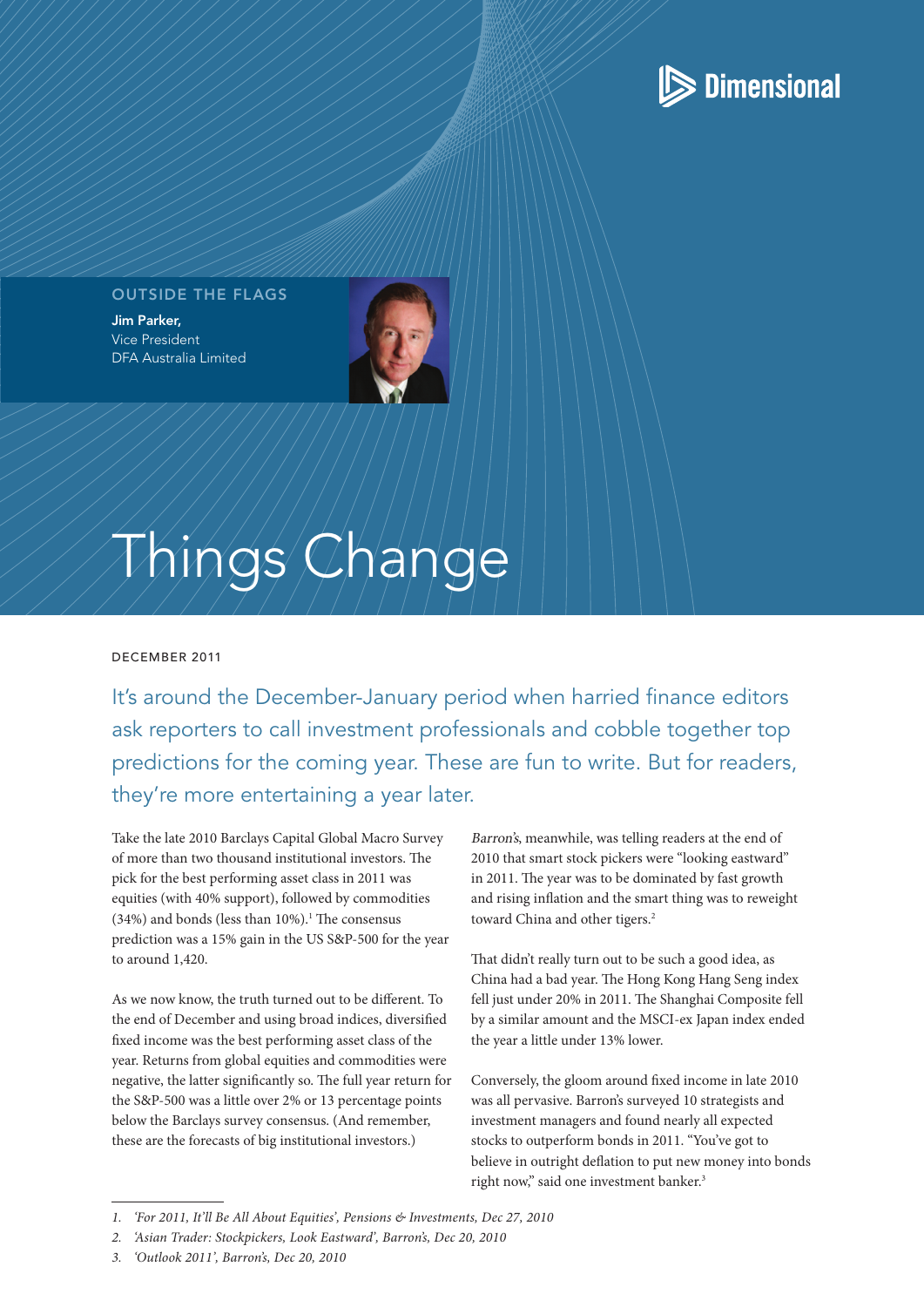Dimensional

OUTSIDE THE FLAGS

**Jim Parker,**
Vice President
DFA Australia Limited

# Things Change

DECEMBER 2011

It's around the December-January period when harried finance editors ask reporters to call investment professionals and cobble together top predictions for the coming year. These are fun to write. But for readers, they're more entertaining a year later.

Take the late 2010 Barclays Capital Global Macro Survey of more than two thousand institutional investors. The pick for the best performing asset class in 2011 was equities (with 40% support), followed by commodities (34%) and bonds (less than 10%).[1] The consensus prediction was a 15% gain in the US S&P-500 for the year to around 1,420.

As we now know, the truth turned out to be different. To the end of December and using broad indices, diversified fixed income was the best performing asset class of the year. Returns from global equities and commodities were negative, the latter significantly so. The full year return for the S&P-500 was a little over 2% or 13 percentage points below the Barclays survey consensus. (And remember, these are the forecasts of big institutional investors.)

*Barron's*, meanwhile, was telling readers at the end of 2010 that smart stock pickers were "looking eastward" in 2011. The year was to be dominated by fast growth and rising inflation and the smart thing was to reweight toward China and other tigers.[2]

That didn't really turn out to be such a good idea, as China had a bad year. The Hong Kong Hang Seng index fell just under 20% in 2011. The Shanghai Composite fell by a similar amount and the MSCI-ex Japan index ended the year a little under 13% lower.

Conversely, the gloom around fixed income in late 2010 was all pervasive. Barron's surveyed 10 strategists and investment managers and found nearly all expected stocks to outperform bonds in 2011. "You've got to believe in outright deflation to put new money into bonds right now," said one investment banker.[3]

1. *'For 2011, It'll Be All About Equities', Pensions & Investments, Dec 27, 2010*
2. *'Asian Trader: Stockpickers, Look Eastward', Barron's, Dec 20, 2010*
3. *'Outlook 2011', Barron's, Dec 20, 2010*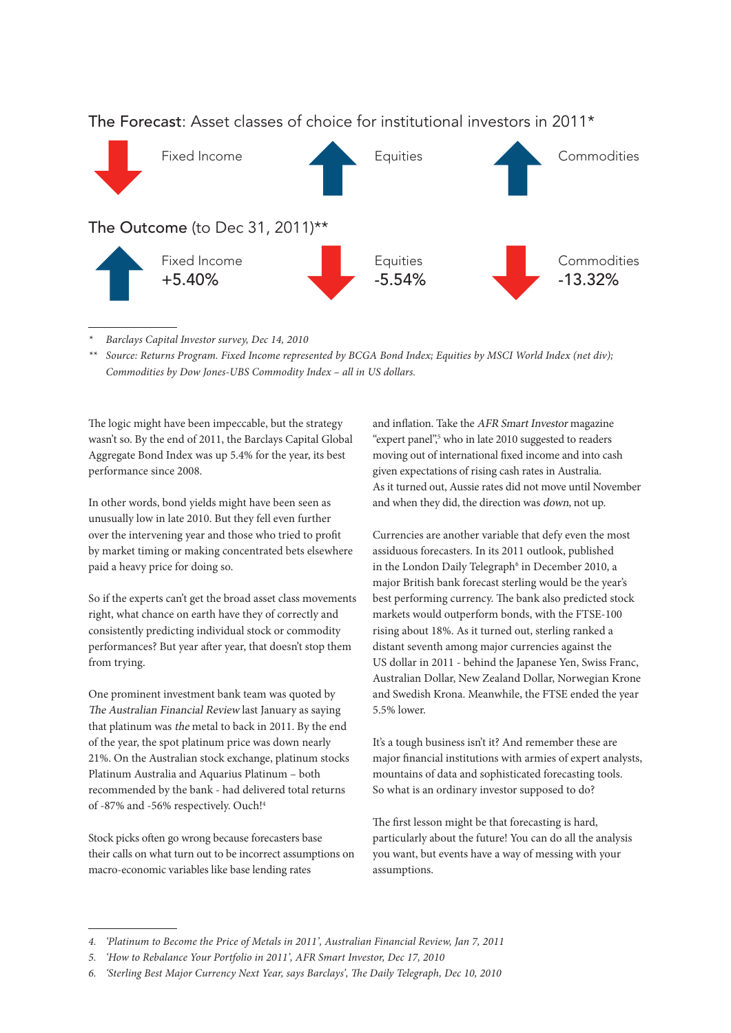**The Forecast**: Asset classes of choice for institutional investors in 2011*

| | | |
|---|---|---|
| ↓ Fixed Income | ↑ Equities | ↑ Commodities |

**The Outcome** (to Dec 31, 2011)**

| | | |
|---|---|---|
| ↑ Fixed Income +5.40% | ↓ Equities -5.54% | ↓ Commodities -13.32% |

\* *Barclays Capital Investor survey, Dec 14, 2010*

\*\* *Source: Returns Program. Fixed Income represented by BCGA Bond Index; Equities by MSCI World Index (net div); Commodities by Dow Jones-UBS Commodity Index – all in US dollars.*

The logic might have been impeccable, but the strategy wasn't so. By the end of 2011, the Barclays Capital Global Aggregate Bond Index was up 5.4% for the year, its best performance since 2008.

In other words, bond yields might have been seen as unusually low in late 2010. But they fell even further over the intervening year and those who tried to profit by market timing or making concentrated bets elsewhere paid a heavy price for doing so.

So if the experts can't get the broad asset class movements right, what chance on earth have they of correctly and consistently predicting individual stock or commodity performances? But year after year, that doesn't stop them from trying.

One prominent investment bank team was quoted by *The Australian Financial Review* last January as saying that platinum was *the* metal to back in 2011. By the end of the year, the spot platinum price was down nearly 21%. On the Australian stock exchange, platinum stocks Platinum Australia and Aquarius Platinum – both recommended by the bank - had delivered total returns of -87% and -56% respectively. Ouch![4]

Stock picks often go wrong because forecasters base their calls on what turn out to be incorrect assumptions on macro-economic variables like base lending rates and inflation. Take the *AFR Smart Investor* magazine "expert panel",[5] who in late 2010 suggested to readers moving out of international fixed income and into cash given expectations of rising cash rates in Australia. As it turned out, Aussie rates did not move until November and when they did, the direction was *down*, not up.

Currencies are another variable that defy even the most assiduous forecasters. In its 2011 outlook, published in the London Daily Telegraph[6] in December 2010, a major British bank forecast sterling would be the year's best performing currency. The bank also predicted stock markets would outperform bonds, with the FTSE-100 rising about 18%. As it turned out, sterling ranked a distant seventh among major currencies against the US dollar in 2011 - behind the Japanese Yen, Swiss Franc, Australian Dollar, New Zealand Dollar, Norwegian Krone and Swedish Krona. Meanwhile, the FTSE ended the year 5.5% lower.

It's a tough business isn't it? And remember these are major financial institutions with expert analysts, mountains of data and sophisticated forecasting tools. So what is an ordinary investor supposed to do?

The first lesson might be that forecasting is hard, particularly about the future! You can do all the analysis you want, but events have a way of messing with your assumptions.

---

4. *'Platinum to Become the Price of Metals in 2011', Australian Financial Review, Jan 7, 2011*
5. *'How to Rebalance Your Portfolio in 2011', AFR Smart Investor, Dec 17, 2010*
6. *'Sterling Best Major Currency Next Year, says Barclays', The Daily Telegraph, Dec 10, 2010*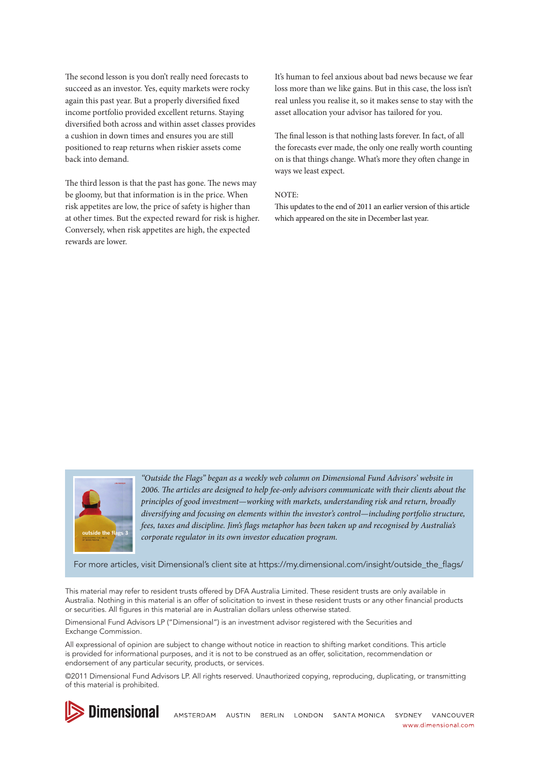The second lesson is you don't really need forecasts to succeed as an investor. Yes, equity markets were rocky again this past year. But a properly diversified fixed income portfolio provided excellent returns. Staying diversified both across and within asset classes provides a cushion in down times and ensures you are still positioned to reap returns when riskier assets come back into demand.

The third lesson is that the past has gone. The news may be gloomy, but that information is in the price. When risk appetites are low, the price of safety is higher than at other times. But the expected reward for risk is higher. Conversely, when risk appetites are high, the expected rewards are lower.

It's human to feel anxious about bad news because we fear loss more than we like gains. But in this case, the loss isn't real unless you realise it, so it makes sense to stay with the asset allocation your advisor has tailored for you.

The final lesson is that nothing lasts forever. In fact, of all the forecasts ever made, the only one really worth counting on is that things change. What's more they often change in ways we least expect.

NOTE:
This updates to the end of 2011 an earlier version of this article which appeared on the site in December last year.

*"Outside the Flags" began as a weekly web column on Dimensional Fund Advisors' website in 2006. The articles are designed to help fee-only advisors communicate with their clients about the principles of good investment—working with markets, understanding risk and return, broadly diversifying and focusing on elements within the investor's control—including portfolio structure, fees, taxes and discipline. Jim's flags metaphor has been taken up and recognised by Australia's corporate regulator in its own investor education program.*

For more articles, visit Dimensional's client site at https://my.dimensional.com/insight/outside_the_flags/

This material may refer to resident trusts offered by DFA Australia Limited. These resident trusts are only available in Australia. Nothing in this material is an offer of solicitation to invest in these resident trusts or any other financial products or securities. All figures in this material are in Australian dollars unless otherwise stated.

Dimensional Fund Advisors LP ("Dimensional") is an investment advisor registered with the Securities and Exchange Commission.

All expressional of opinion are subject to change without notice in reaction to shifting market conditions. This article is provided for informational purposes, and it is not to be construed as an offer, solicitation, recommendation or endorsement of any particular security, products, or services.

©2011 Dimensional Fund Advisors LP. All rights reserved. Unauthorized copying, reproducing, duplicating, or transmitting of this material is prohibited.

Dimensional

AMSTERDAM AUSTIN BERLIN LONDON SANTA MONICA SYDNEY VANCOUVER

www.dimensional.com